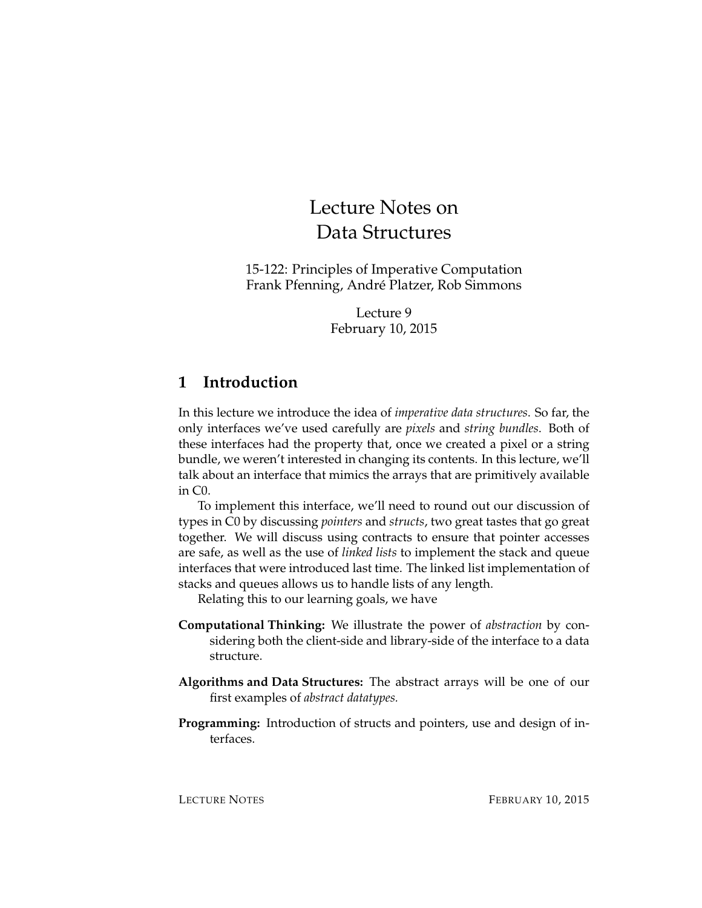# Lecture Notes on Data Structures

15-122: Principles of Imperative Computation
Frank Pfenning, André Platzer, Rob Simmons

Lecture 9
February 10, 2015

## 1 Introduction

In this lecture we introduce the idea of *imperative data structures*. So far, the only interfaces we've used carefully are *pixels* and *string bundles*. Both of these interfaces had the property that, once we created a pixel or a string bundle, we weren't interested in changing its contents. In this lecture, we'll talk about an interface that mimics the arrays that are primitively available in C0.

To implement this interface, we'll need to round out our discussion of types in C0 by discussing *pointers* and *structs*, two great tastes that go great together. We will discuss using contracts to ensure that pointer accesses are safe, as well as the use of *linked lists* to implement the stack and queue interfaces that were introduced last time. The linked list implementation of stacks and queues allows us to handle lists of any length.

Relating this to our learning goals, we have

**Computational Thinking:** We illustrate the power of *abstraction* by considering both the client-side and library-side of the interface to a data structure.

**Algorithms and Data Structures:** The abstract arrays will be one of our first examples of *abstract datatypes.*

**Programming:** Introduction of structs and pointers, use and design of interfaces.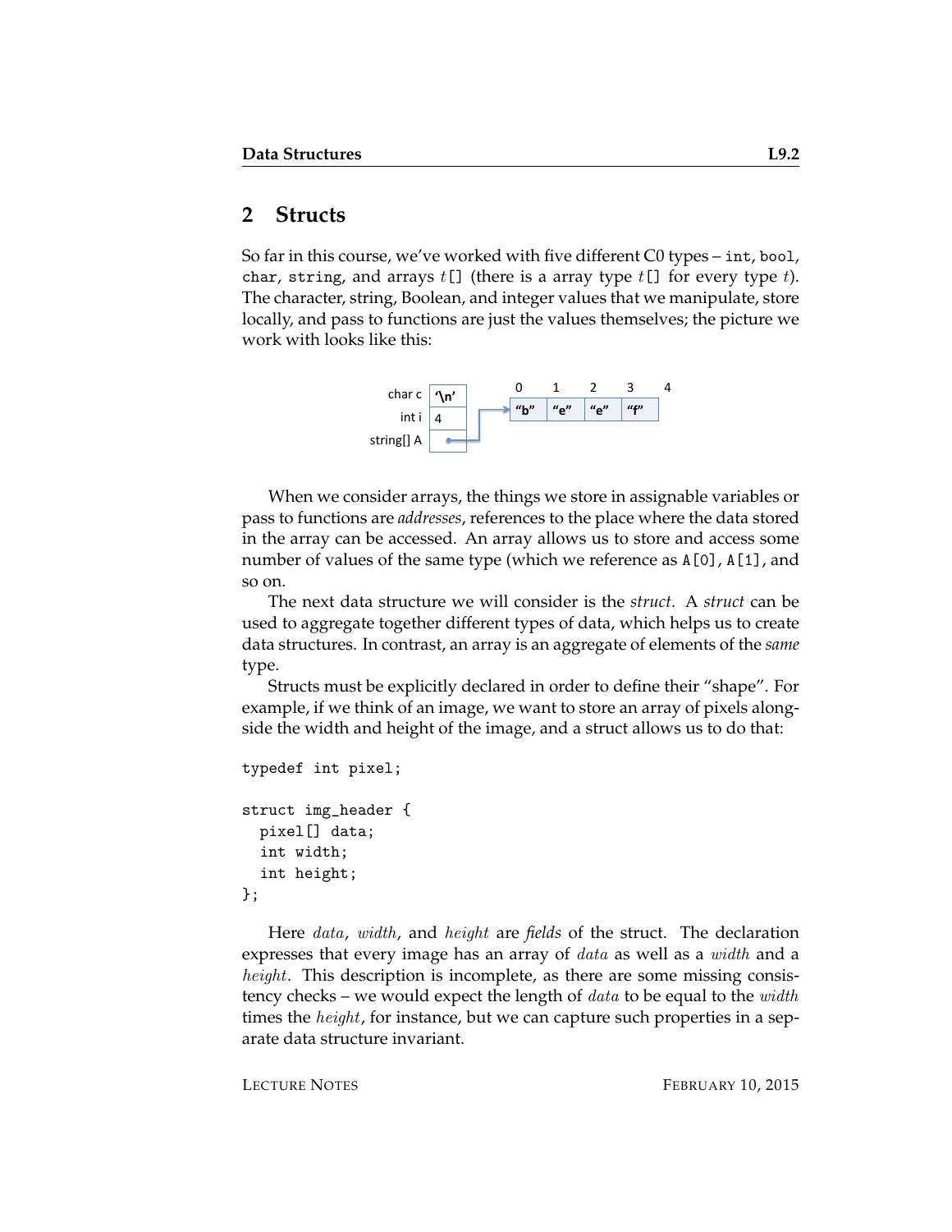## 2 Structs

So far in this course, we've worked with five different C0 types – `int`, `bool`, `char`, `string`, and arrays $t$`[]` (there is a array type $t$`[]` for every type $t$). The character, string, Boolean, and integer values that we manipulate, store locally, and pass to functions are just the values themselves; the picture we work with looks like this:

When we consider arrays, the things we store in assignable variables or pass to functions are *addresses*, references to the place where the data stored in the array can be accessed. An array allows us to store and access some number of values of the same type (which we reference as `A[0]`, `A[1]`, and so on.

The next data structure we will consider is the *struct*. A *struct* can be used to aggregate together different types of data, which helps us to create data structures. In contrast, an array is an aggregate of elements of the *same* type.

Structs must be explicitly declared in order to define their "shape". For example, if we think of an image, we want to store an array of pixels alongside the width and height of the image, and a struct allows us to do that:

```
typedef int pixel;

struct img_header {
  pixel[] data;
  int width;
  int height;
};
```

Here $data$, $width$, and $height$ are *fields* of the struct. The declaration expresses that every image has an array of $data$ as well as a $width$ and a $height$. This description is incomplete, as there are some missing consistency checks – we would expect the length of $data$ to be equal to the $width$ times the $height$, for instance, but we can capture such properties in a separate data structure invariant.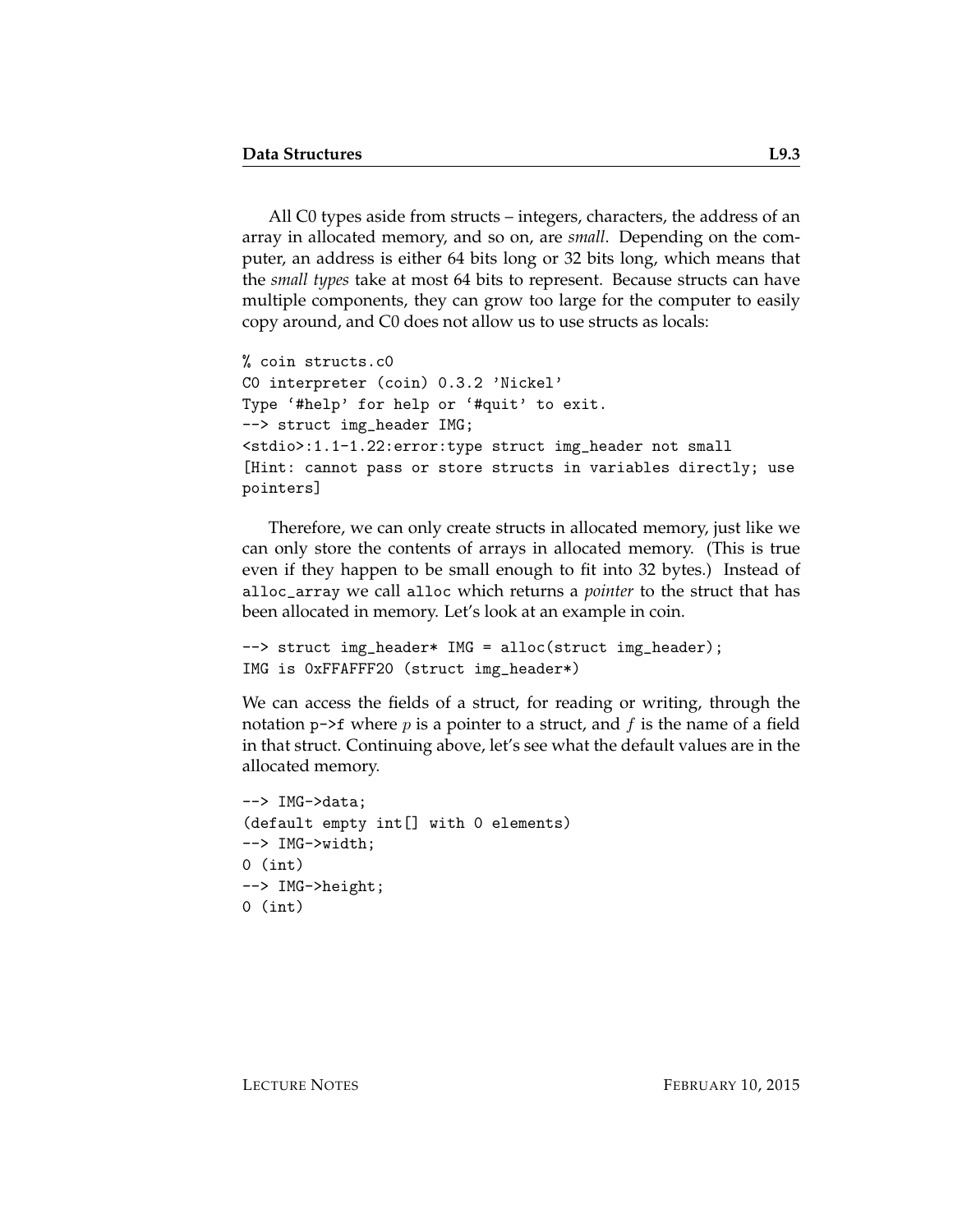All C0 types aside from structs – integers, characters, the address of an array in allocated memory, and so on, are *small*. Depending on the computer, an address is either 64 bits long or 32 bits long, which means that the *small types* take at most 64 bits to represent. Because structs can have multiple components, they can grow too large for the computer to easily copy around, and C0 does not allow us to use structs as locals:

```
% coin structs.c0
C0 interpreter (coin) 0.3.2 'Nickel'
Type '#help' for help or '#quit' to exit.
--> struct img_header IMG;
<stdio>:1.1-1.22:error:type struct img_header not small
[Hint: cannot pass or store structs in variables directly; use
pointers]
```

Therefore, we can only create structs in allocated memory, just like we can only store the contents of arrays in allocated memory. (This is true even if they happen to be small enough to fit into 32 bytes.) Instead of `alloc_array` we call `alloc` which returns a *pointer* to the struct that has been allocated in memory. Let's look at an example in coin.

```
--> struct img_header* IMG = alloc(struct img_header);
IMG is 0xFFAFFF20 (struct img_header*)
```

We can access the fields of a struct, for reading or writing, through the notation `p->f` where $p$ is a pointer to a struct, and $f$ is the name of a field in that struct. Continuing above, let's see what the default values are in the allocated memory.

```
--> IMG->data;
(default empty int[] with 0 elements)
--> IMG->width;
0 (int)
--> IMG->height;
0 (int)
```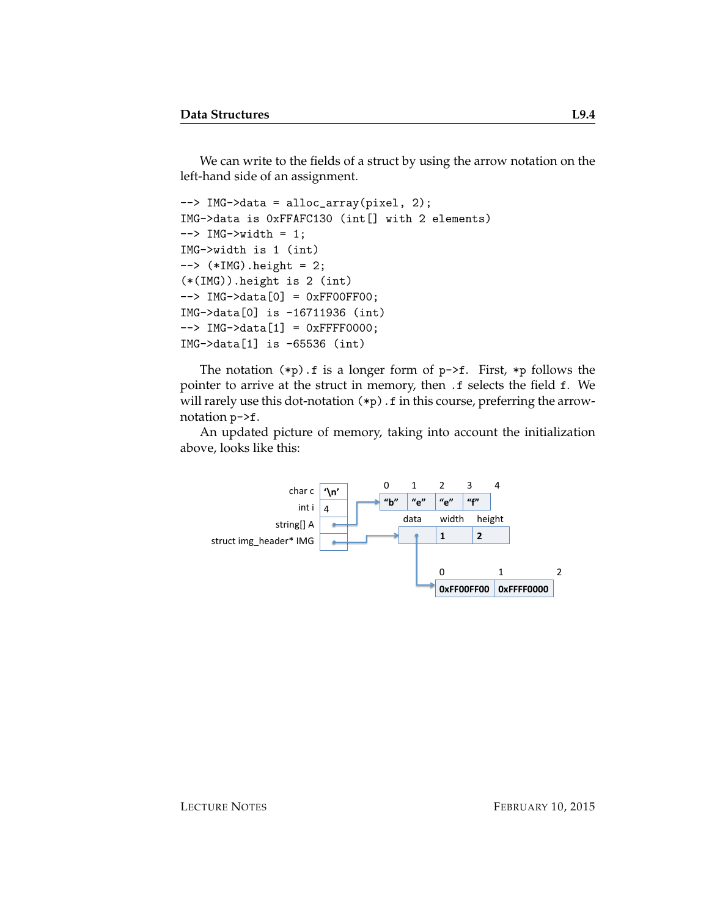We can write to the fields of a struct by using the arrow notation on the left-hand side of an assignment.

```
--> IMG->data = alloc_array(pixel, 2);
IMG->data is 0xFFAFC130 (int[] with 2 elements)
--> IMG->width = 1;
IMG->width is 1 (int)
--> (*IMG).height = 2;
(*(IMG)).height is 2 (int)
--> IMG->data[0] = 0xFF00FF00;
IMG->data[0] is -16711936 (int)
--> IMG->data[1] = 0xFFFF0000;
IMG->data[1] is -65536 (int)
```

The notation `(*p).f` is a longer form of `p->f`. First, `*p` follows the pointer to arrive at the struct in memory, then `.f` selects the field `f`. We will rarely use this dot-notation `(*p).f` in this course, preferring the arrow-notation `p->f`.

An updated picture of memory, taking into account the initialization above, looks like this: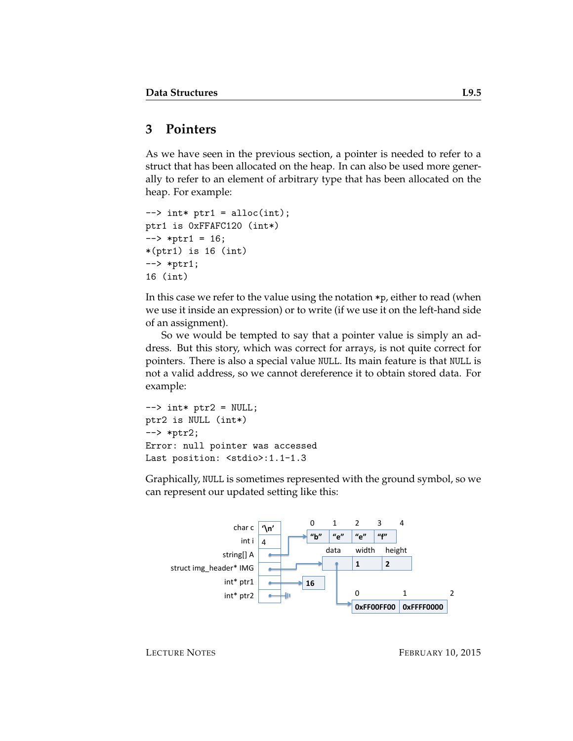## 3 Pointers

As we have seen in the previous section, a pointer is needed to refer to a struct that has been allocated on the heap. In can also be used more generally to refer to an element of arbitrary type that has been allocated on the heap. For example:

```
--> int* ptr1 = alloc(int);
ptr1 is 0xFFAFC120 (int*)
--> *ptr1 = 16;
*(ptr1) is 16 (int)
--> *ptr1;
16 (int)
```

In this case we refer to the value using the notation `*p`, either to read (when we use it inside an expression) or to write (if we use it on the left-hand side of an assignment).

So we would be tempted to say that a pointer value is simply an address. But this story, which was correct for arrays, is not quite correct for pointers. There is also a special value `NULL`. Its main feature is that `NULL` is not a valid address, so we cannot dereference it to obtain stored data. For example:

```
--> int* ptr2 = NULL;
ptr2 is NULL (int*)
--> *ptr2;
Error: null pointer was accessed
Last position: <stdio>:1.1-1.3
```

Graphically, `NULL` is sometimes represented with the ground symbol, so we can represent our updated setting like this:

char c | '\n'
int i | 4
string[] A → [0: "b", 1: "e", 2: "e", 3: "f", 4]
struct img_header* IMG → [data | width: 1 | height: 2]; data → [0: 0xFF00FF00, 1: 0xFFFF0000, 2]
int* ptr1 → 16
int* ptr2 → (ground symbol)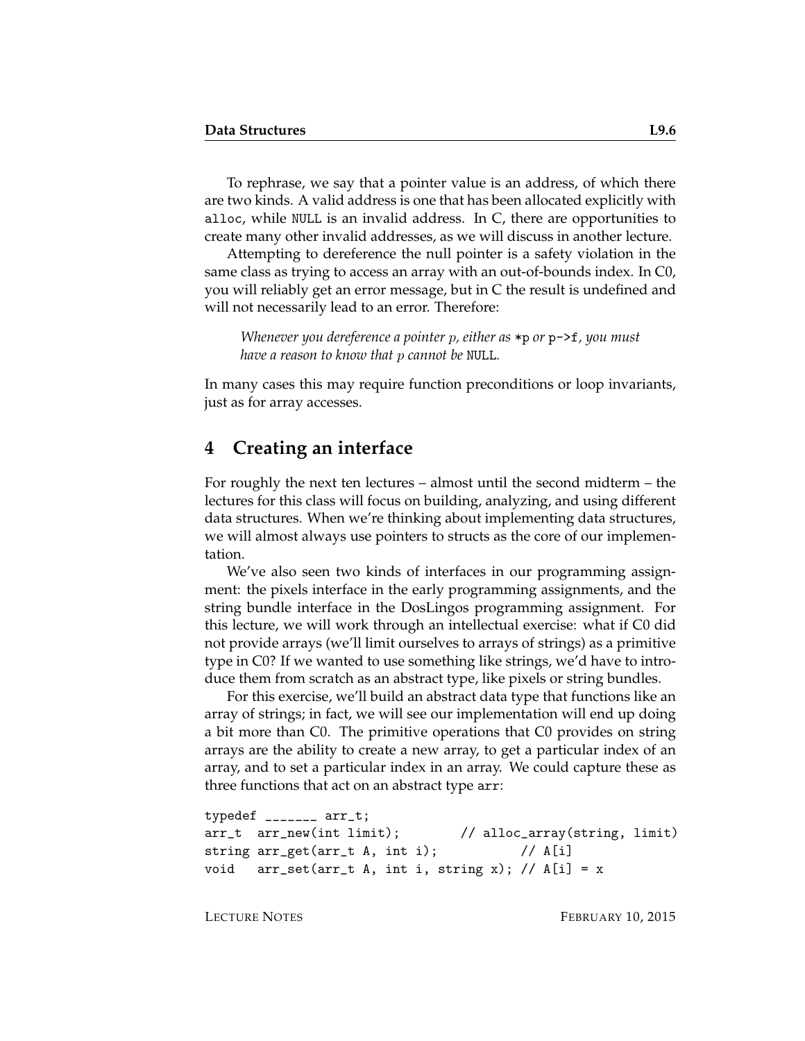To rephrase, we say that a pointer value is an address, of which there are two kinds. A valid address is one that has been allocated explicitly with `alloc`, while `NULL` is an invalid address. In C, there are opportunities to create many other invalid addresses, as we will discuss in another lecture.

Attempting to dereference the null pointer is a safety violation in the same class as trying to access an array with an out-of-bounds index. In C0, you will reliably get an error message, but in C the result is undefined and will not necessarily lead to an error. Therefore:

> *Whenever you dereference a pointer $p$, either as `*p` or `p->f`, you must have a reason to know that $p$ cannot be `NULL`.*

In many cases this may require function preconditions or loop invariants, just as for array accesses.

## 4 Creating an interface

For roughly the next ten lectures – almost until the second midterm – the lectures for this class will focus on building, analyzing, and using different data structures. When we're thinking about implementing data structures, we will almost always use pointers to structs as the core of our implementation.

We've also seen two kinds of interfaces in our programming assignment: the pixels interface in the early programming assignments, and the string bundle interface in the DosLingos programming assignment. For this lecture, we will work through an intellectual exercise: what if C0 did not provide arrays (we'll limit ourselves to arrays of strings) as a primitive type in C0? If we wanted to use something like strings, we'd have to introduce them from scratch as an abstract type, like pixels or string bundles.

For this exercise, we'll build an abstract data type that functions like an array of strings; in fact, we will see our implementation will end up doing a bit more than C0. The primitive operations that C0 provides on string arrays are the ability to create a new array, to get a particular index of an array, and to set a particular index in an array. We could capture these as three functions that act on an abstract type `arr`:

```
typedef _______ arr_t;
arr_t  arr_new(int limit);        // alloc_array(string, limit)
string arr_get(arr_t A, int i);           // A[i]
void   arr_set(arr_t A, int i, string x); // A[i] = x
```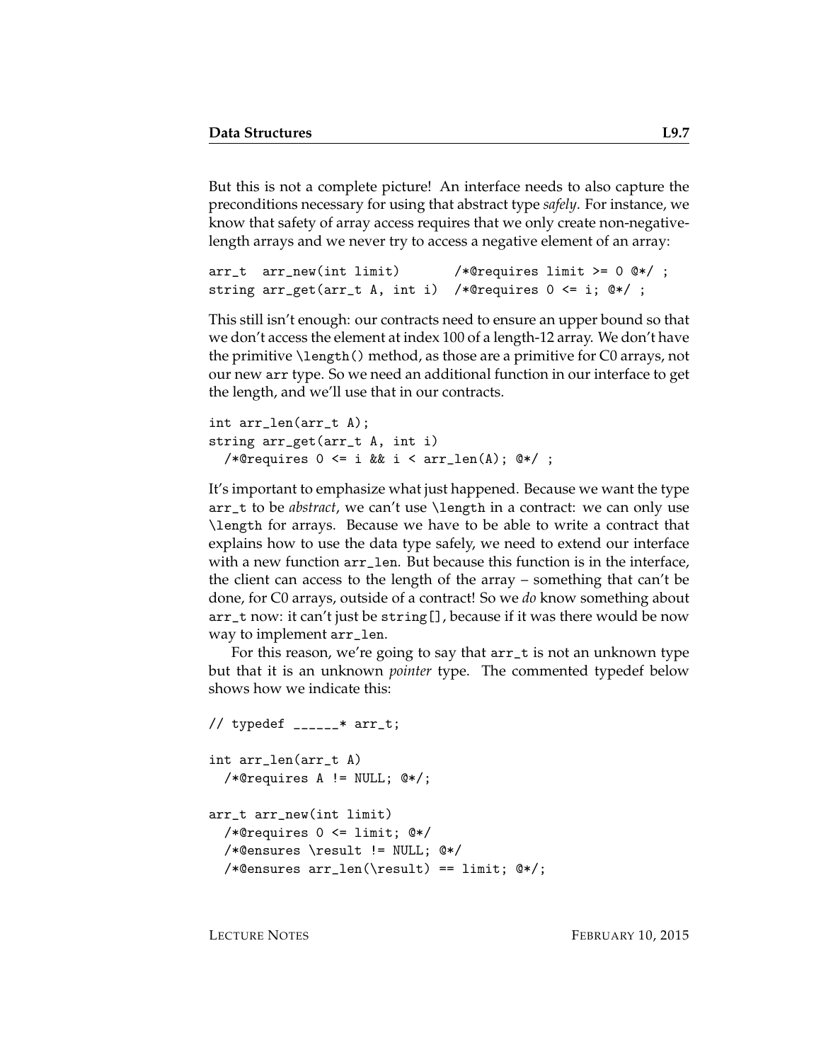But this is not a complete picture! An interface needs to also capture the preconditions necessary for using that abstract type *safely*. For instance, we know that safety of array access requires that we only create non-negative-length arrays and we never try to access a negative element of an array:

```
arr_t  arr_new(int limit)       /*@requires limit >= 0 @*/ ;
string arr_get(arr_t A, int i)  /*@requires 0 <= i; @*/ ;
```

This still isn't enough: our contracts need to ensure an upper bound so that we don't access the element at index 100 of a length-12 array. We don't have the primitive `\length()` method, as those are a primitive for C0 arrays, not our new `arr` type. So we need an additional function in our interface to get the length, and we'll use that in our contracts.

```
int arr_len(arr_t A);
string arr_get(arr_t A, int i)
  /*@requires 0 <= i && i < arr_len(A); @*/ ;
```

It's important to emphasize what just happened. Because we want the type `arr_t` to be *abstract*, we can't use `\length` in a contract: we can only use `\length` for arrays. Because we have to be able to write a contract that explains how to use the data type safely, we need to extend our interface with a new function `arr_len`. But because this function is in the interface, the client can access to the length of the array – something that can't be done, for C0 arrays, outside of a contract! So we *do* know something about `arr_t` now: it can't just be `string[]`, because if it was there would be now way to implement `arr_len`.

For this reason, we're going to say that `arr_t` is not an unknown type but that it is an unknown *pointer* type. The commented typedef below shows how we indicate this:

```
// typedef ______* arr_t;

int arr_len(arr_t A)
  /*@requires A != NULL; @*/;

arr_t arr_new(int limit)
  /*@requires 0 <= limit; @*/
  /*@ensures \result != NULL; @*/
  /*@ensures arr_len(\result) == limit; @*/;
```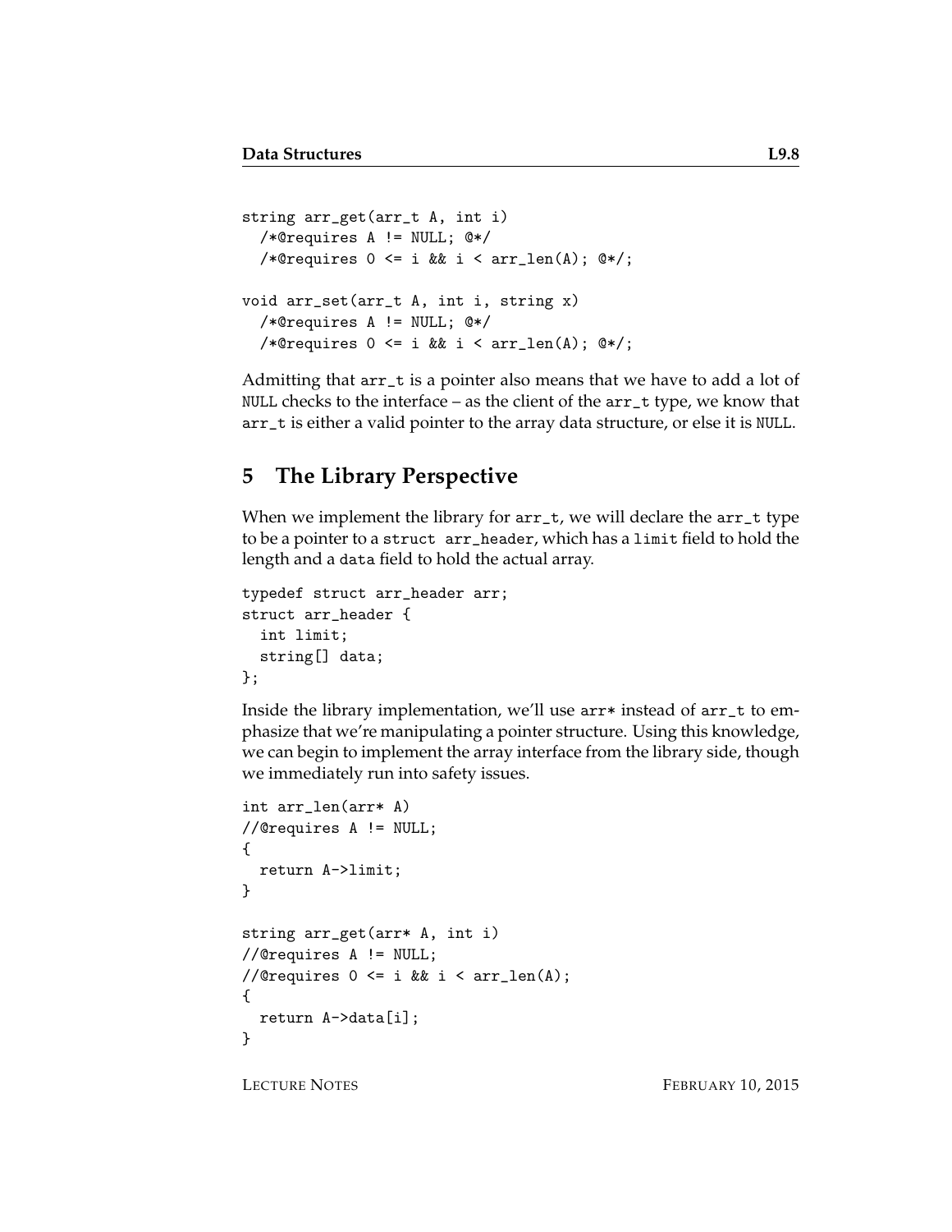```
string arr_get(arr_t A, int i)
  /*@requires A != NULL; @*/
  /*@requires 0 <= i && i < arr_len(A); @*/;

void arr_set(arr_t A, int i, string x)
  /*@requires A != NULL; @*/
  /*@requires 0 <= i && i < arr_len(A); @*/;
```

Admitting that `arr_t` is a pointer also means that we have to add a lot of `NULL` checks to the interface – as the client of the `arr_t` type, we know that `arr_t` is either a valid pointer to the array data structure, or else it is `NULL`.

## 5 The Library Perspective

When we implement the library for `arr_t`, we will declare the `arr_t` type to be a pointer to a `struct arr_header`, which has a `limit` field to hold the length and a `data` field to hold the actual array.

```
typedef struct arr_header arr;
struct arr_header {
  int limit;
  string[] data;
};
```

Inside the library implementation, we'll use `arr*` instead of `arr_t` to emphasize that we're manipulating a pointer structure. Using this knowledge, we can begin to implement the array interface from the library side, though we immediately run into safety issues.

```
int arr_len(arr* A)
//@requires A != NULL;
{
  return A->limit;
}

string arr_get(arr* A, int i)
//@requires A != NULL;
//@requires 0 <= i && i < arr_len(A);
{
  return A->data[i];
}
```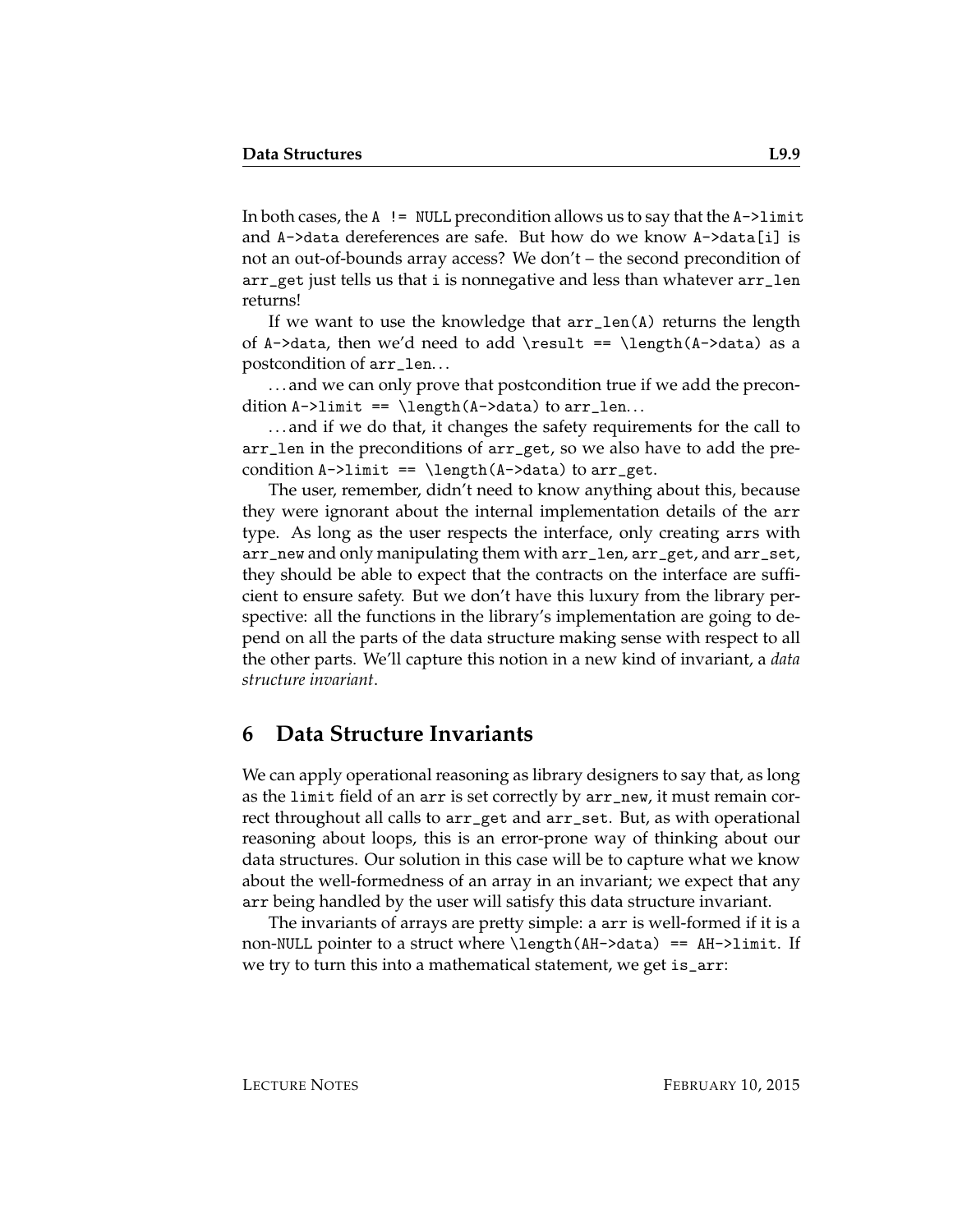In both cases, the `A != NULL` precondition allows us to say that the `A->limit` and `A->data` dereferences are safe. But how do we know `A->data[i]` is not an out-of-bounds array access? We don't – the second precondition of `arr_get` just tells us that `i` is nonnegative and less than whatever `arr_len` returns!

If we want to use the knowledge that `arr_len(A)` returns the length of `A->data`, then we'd need to add `\result == \length(A->data)` as a postcondition of `arr_len`...

...and we can only prove that postcondition true if we add the precondition `A->limit == \length(A->data)` to `arr_len`...

...and if we do that, it changes the safety requirements for the call to `arr_len` in the preconditions of `arr_get`, so we also have to add the precondition `A->limit == \length(A->data)` to `arr_get`.

The user, remember, didn't need to know anything about this, because they were ignorant about the internal implementation details of the `arr` type. As long as the user respects the interface, only creating `arr`s with `arr_new` and only manipulating them with `arr_len`, `arr_get`, and `arr_set`, they should be able to expect that the contracts on the interface are sufficient to ensure safety. But we don't have this luxury from the library perspective: all the functions in the library's implementation are going to depend on all the parts of the data structure making sense with respect to all the other parts. We'll capture this notion in a new kind of invariant, a *data structure invariant*.

## 6 Data Structure Invariants

We can apply operational reasoning as library designers to say that, as long as the `limit` field of an `arr` is set correctly by `arr_new`, it must remain correct throughout all calls to `arr_get` and `arr_set`. But, as with operational reasoning about loops, this is an error-prone way of thinking about our data structures. Our solution in this case will be to capture what we know about the well-formedness of an array in an invariant; we expect that any `arr` being handled by the user will satisfy this data structure invariant.

The invariants of arrays are pretty simple: a `arr` is well-formed if it is a non-`NULL` pointer to a struct where `\length(AH->data) == AH->limit`. If we try to turn this into a mathematical statement, we get `is_arr`: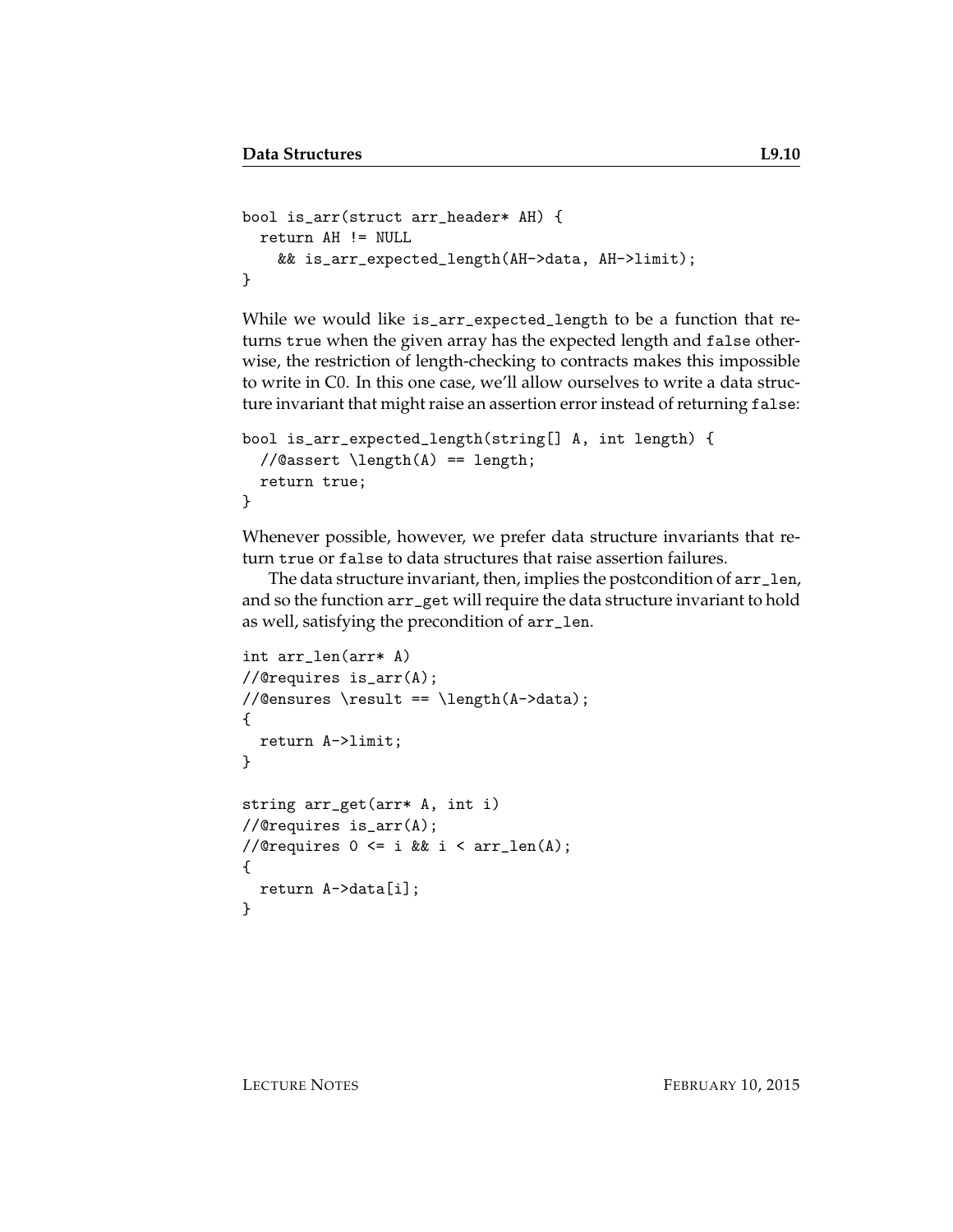```
bool is_arr(struct arr_header* AH) {
  return AH != NULL
    && is_arr_expected_length(AH->data, AH->limit);
}
```

While we would like `is_arr_expected_length` to be a function that returns `true` when the given array has the expected length and `false` otherwise, the restriction of length-checking to contracts makes this impossible to write in C0. In this one case, we'll allow ourselves to write a data structure invariant that might raise an assertion error instead of returning `false`:

```
bool is_arr_expected_length(string[] A, int length) {
  //@assert \length(A) == length;
  return true;
}
```

Whenever possible, however, we prefer data structure invariants that return `true` or `false` to data structures that raise assertion failures.

The data structure invariant, then, implies the postcondition of `arr_len`, and so the function `arr_get` will require the data structure invariant to hold as well, satisfying the precondition of `arr_len`.

```
int arr_len(arr* A)
//@requires is_arr(A);
//@ensures \result == \length(A->data);
{
  return A->limit;
}

string arr_get(arr* A, int i)
//@requires is_arr(A);
//@requires 0 <= i && i < arr_len(A);
{
  return A->data[i];
}
```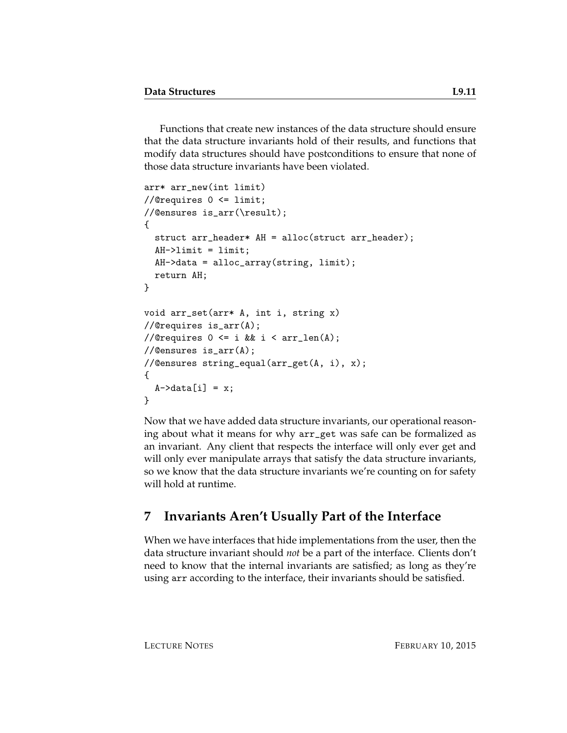Functions that create new instances of the data structure should ensure that the data structure invariants hold of their results, and functions that modify data structures should have postconditions to ensure that none of those data structure invariants have been violated.

```
arr* arr_new(int limit)
//@requires 0 <= limit;
//@ensures is_arr(\result);
{
  struct arr_header* AH = alloc(struct arr_header);
  AH->limit = limit;
  AH->data = alloc_array(string, limit);
  return AH;
}

void arr_set(arr* A, int i, string x)
//@requires is_arr(A);
//@requires 0 <= i && i < arr_len(A);
//@ensures is_arr(A);
//@ensures string_equal(arr_get(A, i), x);
{
  A->data[i] = x;
}
```

Now that we have added data structure invariants, our operational reasoning about what it means for why `arr_get` was safe can be formalized as an invariant. Any client that respects the interface will only ever get and will only ever manipulate arrays that satisfy the data structure invariants, so we know that the data structure invariants we're counting on for safety will hold at runtime.

## 7 Invariants Aren't Usually Part of the Interface

When we have interfaces that hide implementations from the user, then the data structure invariant should *not* be a part of the interface. Clients don't need to know that the internal invariants are satisfied; as long as they're using `arr` according to the interface, their invariants should be satisfied.